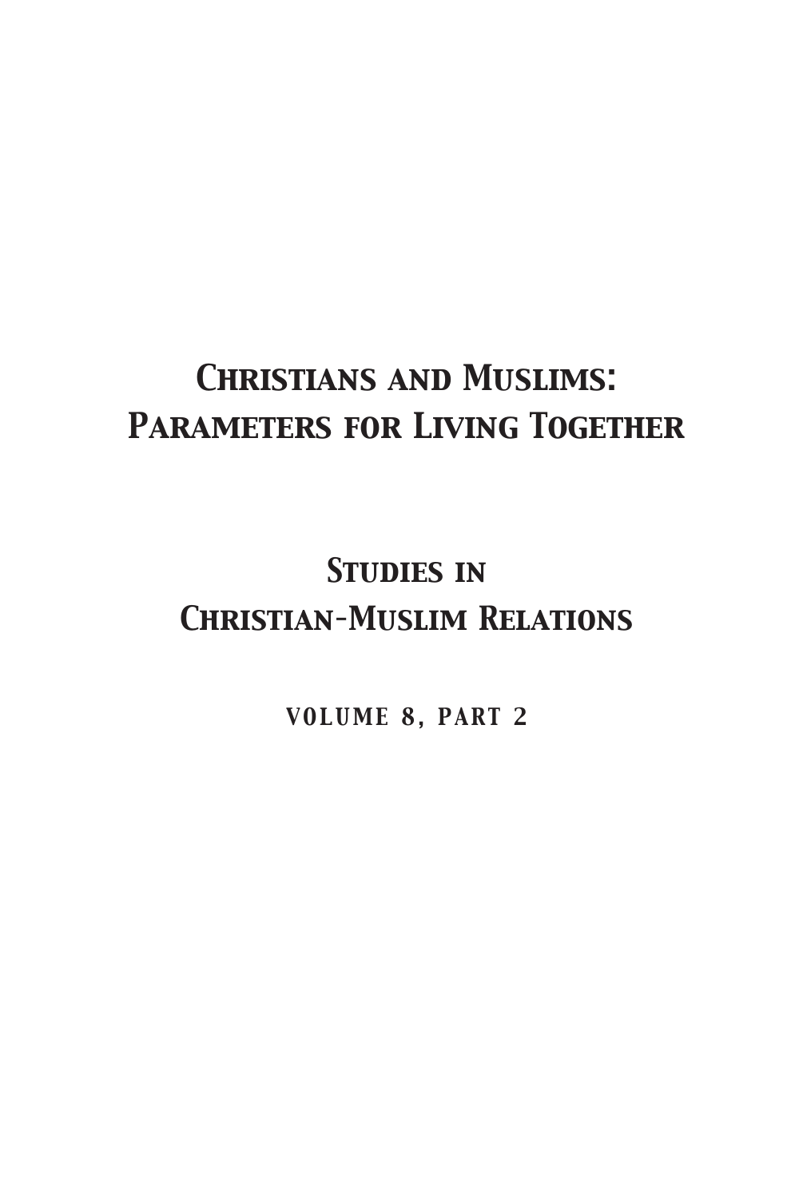# Christians and Muslims: Parameters for Living Together

## Studies in Christian-Muslim Relations

### VOLUME 8, PART 2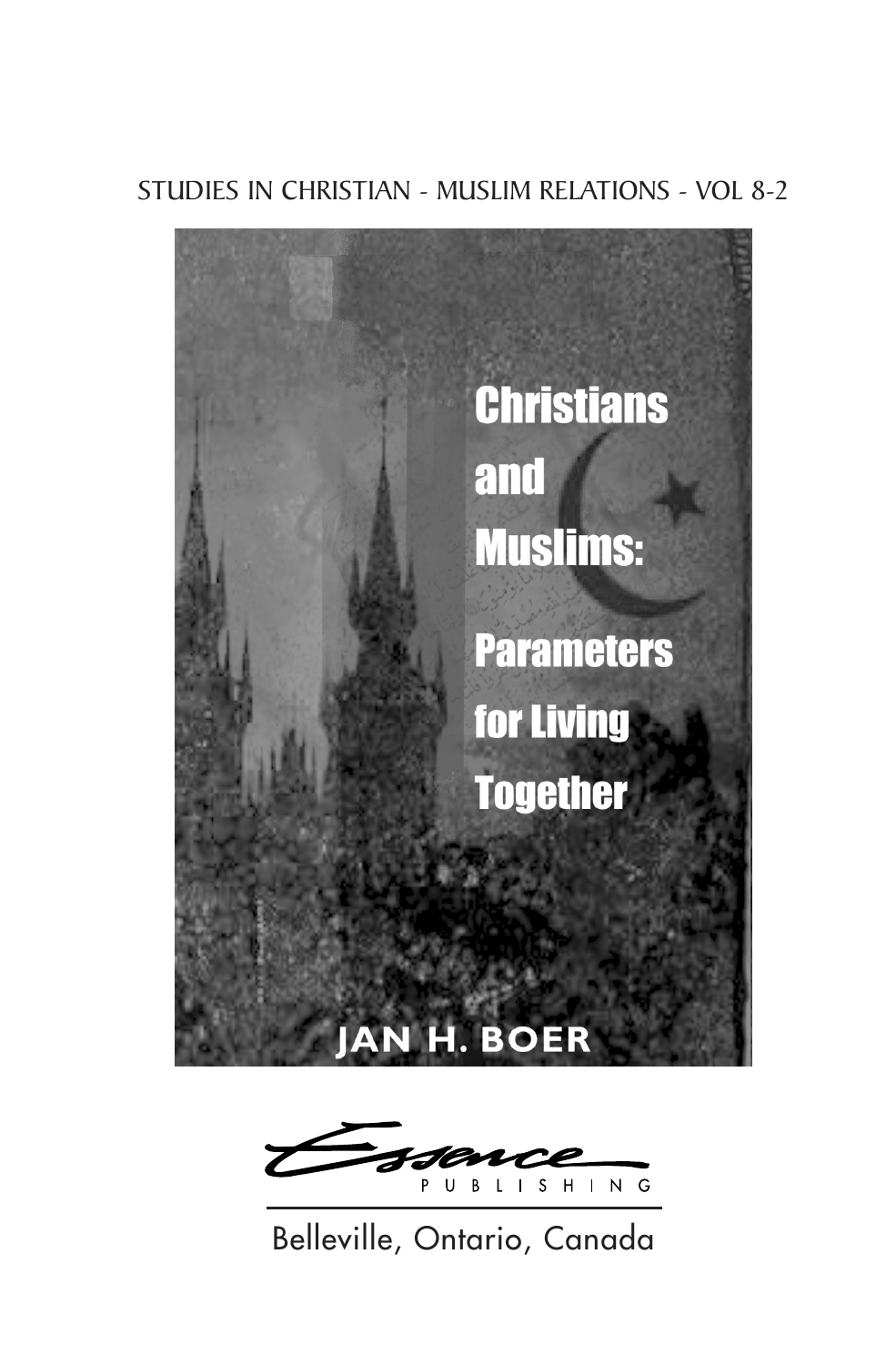STUDIES IN CHRISTIAN - MUSLIM RELATIONS - VOL 8-2

# Christians and Muslims: Parameters for Living Together

JAN H. BOER

Essence PUBLISHING

Belleville, Ontario, Canada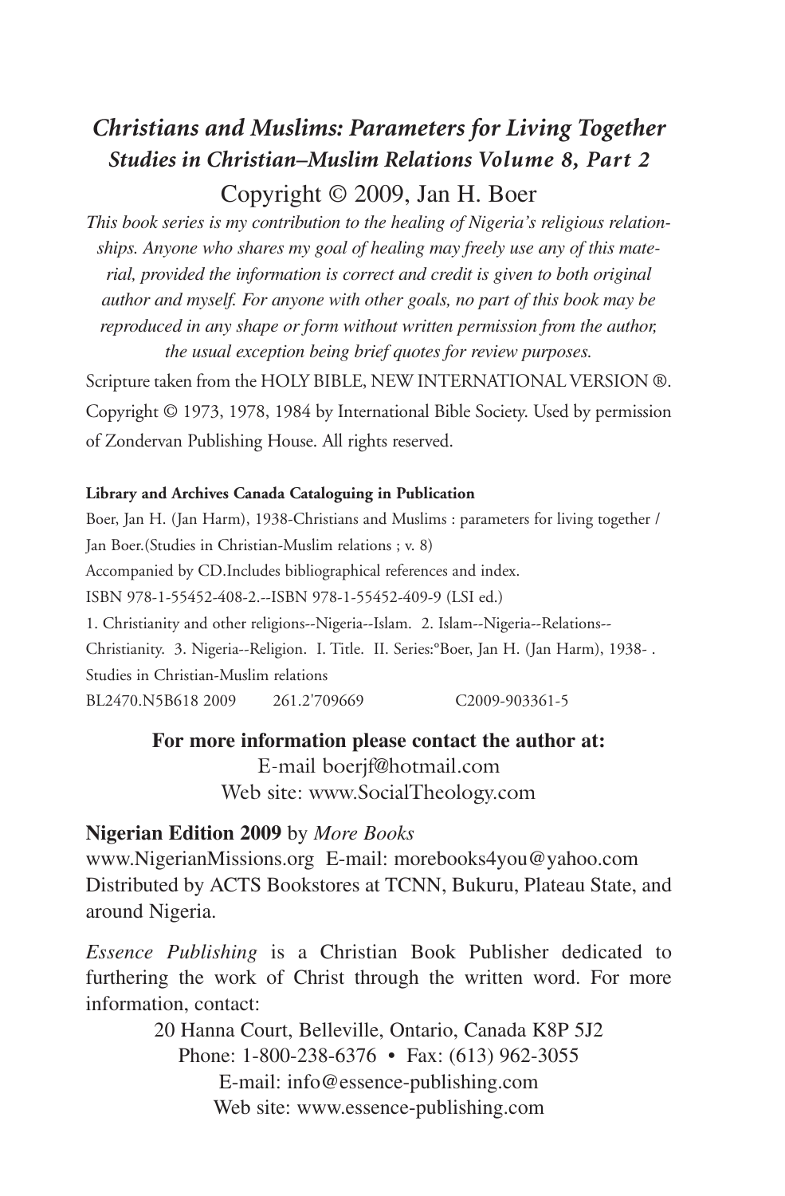***Christians and Muslims: Parameters for Living Together***
***Studies in Christian–Muslim Relations Volume 8, Part 2***

Copyright © 2009, Jan H. Boer

*This book series is my contribution to the healing of Nigeria's religious relationships. Anyone who shares my goal of healing may freely use any of this material, provided the information is correct and credit is given to both original author and myself. For anyone with other goals, no part of this book may be reproduced in any shape or form without written permission from the author, the usual exception being brief quotes for review purposes.*

Scripture taken from the HOLY BIBLE, NEW INTERNATIONAL VERSION ®. Copyright © 1973, 1978, 1984 by International Bible Society. Used by permission of Zondervan Publishing House. All rights reserved.

**Library and Archives Canada Cataloguing in Publication**

Boer, Jan H. (Jan Harm), 1938-Christians and Muslims : parameters for living together / Jan Boer.(Studies in Christian-Muslim relations ; v. 8)

Accompanied by CD.Includes bibliographical references and index.

ISBN 978-1-55452-408-2.--ISBN 978-1-55452-409-9 (LSI ed.)

1. Christianity and other religions--Nigeria--Islam. 2. Islam--Nigeria--Relations--Christianity. 3. Nigeria--Religion. I. Title. II. Series:°Boer, Jan H. (Jan Harm), 1938- . Studies in Christian-Muslim relations

BL2470.N5B618 2009 261.2'709669 C2009-903361-5

**For more information please contact the author at:**
E-mail boerjf@hotmail.com
Web site: www.SocialTheology.com

**Nigerian Edition 2009** by *More Books*
www.NigerianMissions.org E-mail: morebooks4you@yahoo.com
Distributed by ACTS Bookstores at TCNN, Bukuru, Plateau State, and around Nigeria.

*Essence Publishing* is a Christian Book Publisher dedicated to furthering the work of Christ through the written word. For more information, contact:

20 Hanna Court, Belleville, Ontario, Canada K8P 5J2
Phone: 1-800-238-6376 • Fax: (613) 962-3055
E-mail: info@essence-publishing.com
Web site: www.essence-publishing.com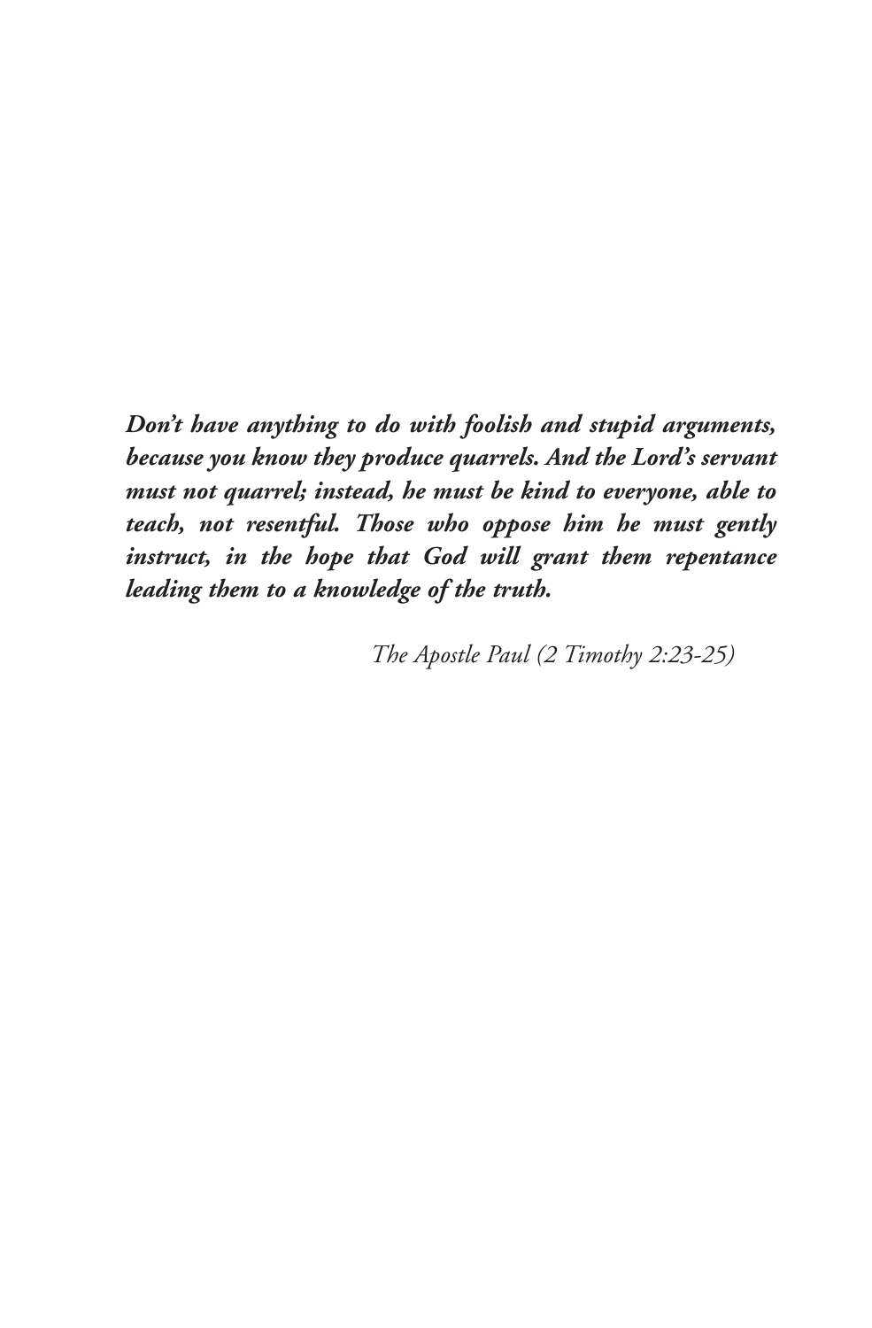***Don't have anything to do with foolish and stupid arguments, because you know they produce quarrels. And the Lord's servant must not quarrel; instead, he must be kind to everyone, able to teach, not resentful. Those who oppose him he must gently instruct, in the hope that God will grant them repentance leading them to a knowledge of the truth.***

*The Apostle Paul (2 Timothy 2:23-25)*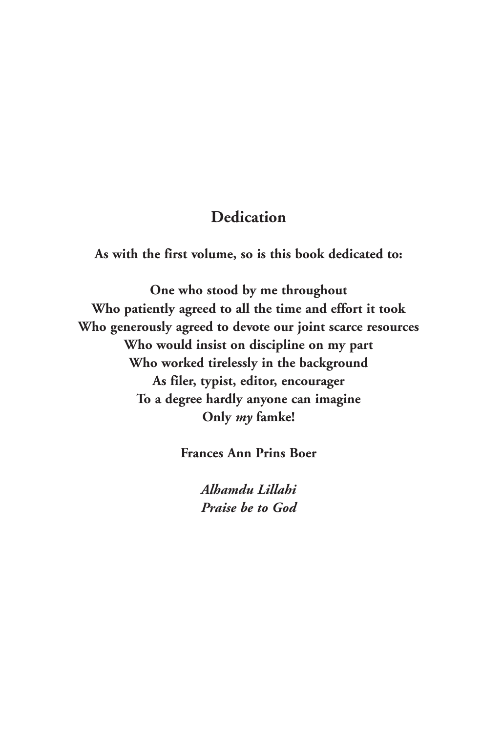# Dedication

**As with the first volume, so is this book dedicated to:**

**One who stood by me throughout**
**Who patiently agreed to all the time and effort it took**
**Who generously agreed to devote our joint scarce resources**
**Who would insist on discipline on my part**
**Who worked tirelessly in the background**
**As filer, typist, editor, encourager**
**To a degree hardly anyone can imagine**
**Only *my* famke!**

**Frances Ann Prins Boer**

***Alhamdu Lillahi***
***Praise be to God***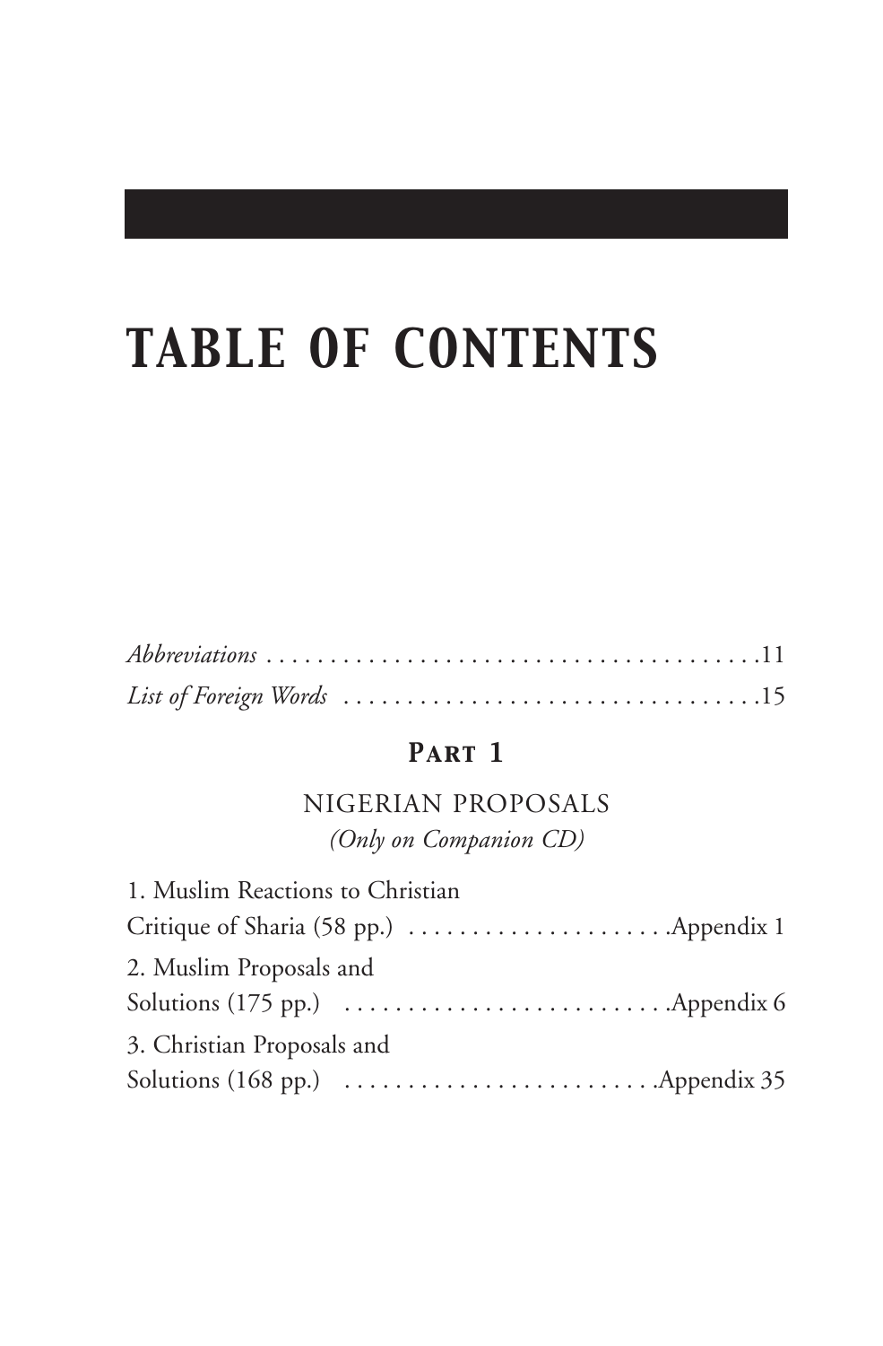# TABLE OF CONTENTS

*Abbreviations* ........................................11
*List of Foreign Words* ..................................15

## **Part 1**

### NIGERIAN PROPOSALS

*(Only on Companion CD)*

1. Muslim Reactions to Christian Critique of Sharia (58 pp.) .....................Appendix 1
2. Muslim Proposals and Solutions (175 pp.) ..........................Appendix 6
3. Christian Proposals and Solutions (168 pp.) .........................Appendix 35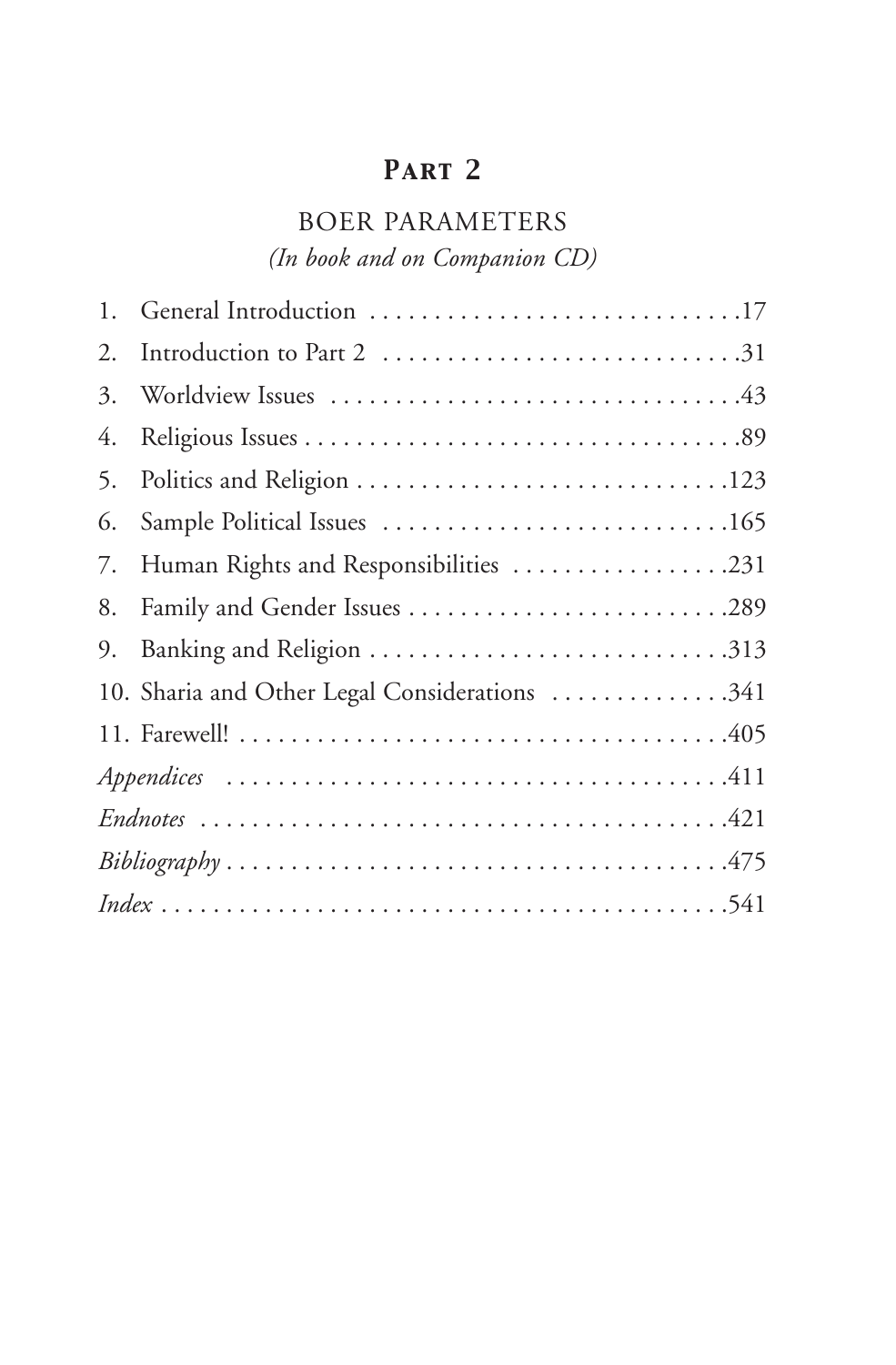# Part 2

## BOER PARAMETERS

*(In book and on Companion CD)*

1. General Introduction .....17
2. Introduction to Part 2 .....31
3. Worldview Issues .....43
4. Religious Issues .....89
5. Politics and Religion .....123
6. Sample Political Issues .....165
7. Human Rights and Responsibilities .....231
8. Family and Gender Issues .....289
9. Banking and Religion .....313
10. Sharia and Other Legal Considerations .....341
11. Farewell! .....405

*Appendices* .....411

*Endnotes* .....421

*Bibliography* .....475

*Index* .....541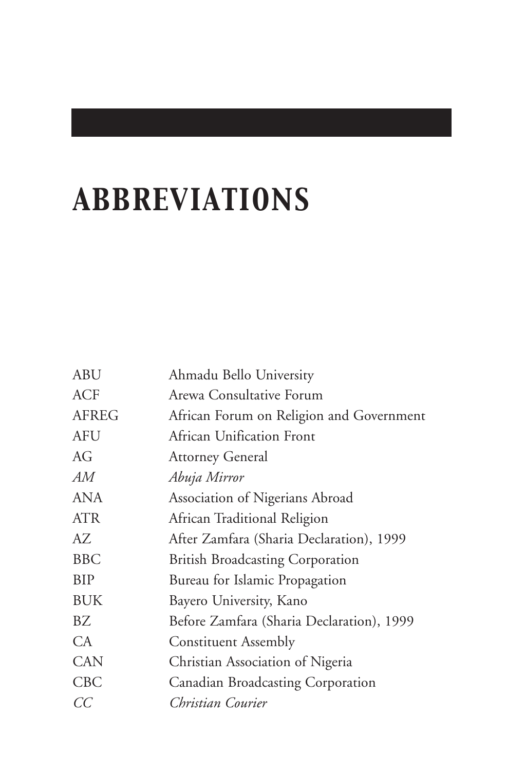# ABBREVIATIONS

| | |
|---|---|
| ABU | Ahmadu Bello University |
| ACF | Arewa Consultative Forum |
| AFREG | African Forum on Religion and Government |
| AFU | African Unification Front |
| AG | Attorney General |
| *AM* | *Abuja Mirror* |
| ANA | Association of Nigerians Abroad |
| ATR | African Traditional Religion |
| AZ | After Zamfara (Sharia Declaration), 1999 |
| BBC | British Broadcasting Corporation |
| BIP | Bureau for Islamic Propagation |
| BUK | Bayero University, Kano |
| BZ | Before Zamfara (Sharia Declaration), 1999 |
| CA | Constituent Assembly |
| CAN | Christian Association of Nigeria |
| CBC | Canadian Broadcasting Corporation |
| *CC* | *Christian Courier* |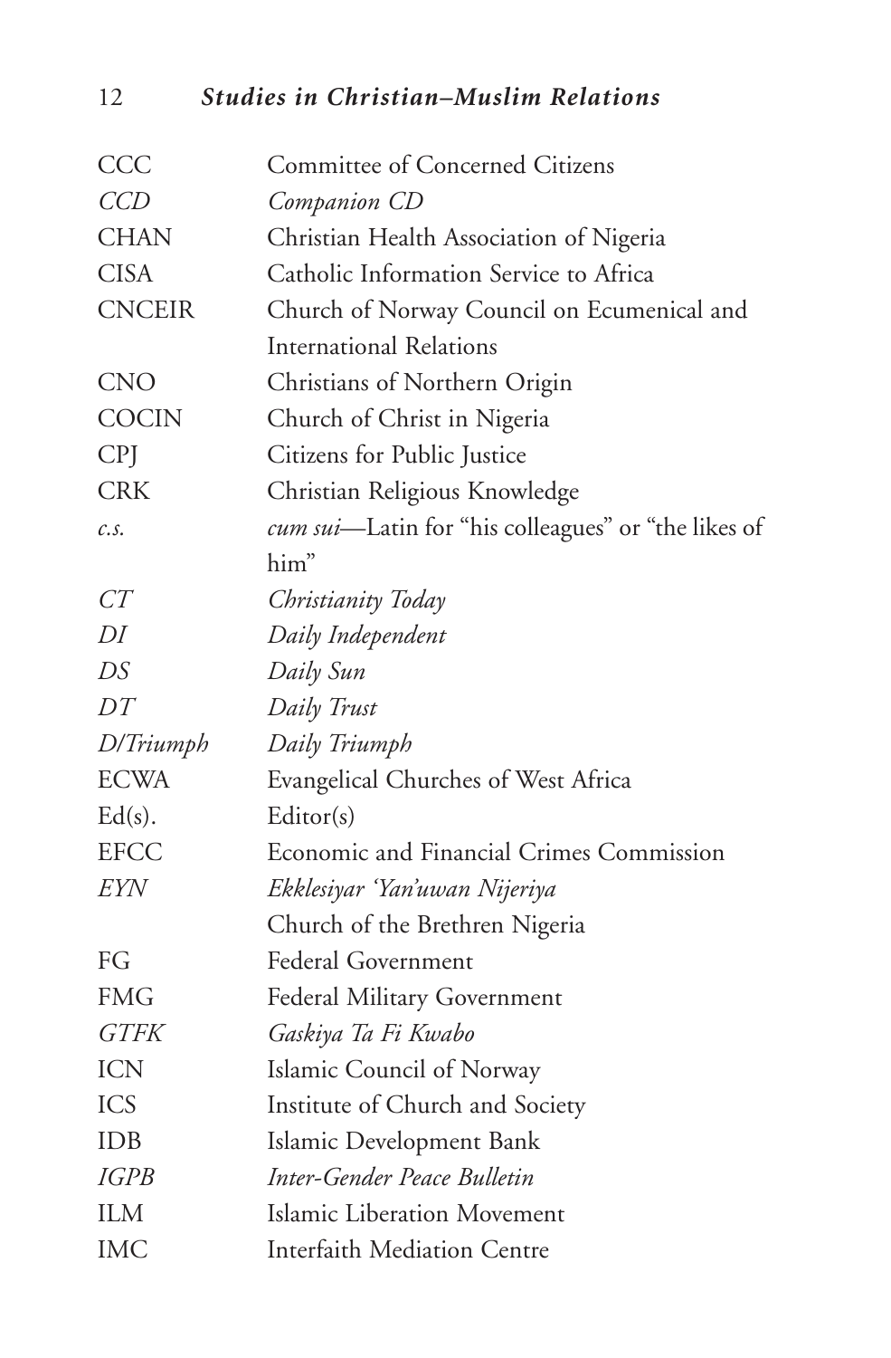| | |
|---|---|
| CCC | Committee of Concerned Citizens |
| *CCD* | *Companion CD* |
| CHAN | Christian Health Association of Nigeria |
| CISA | Catholic Information Service to Africa |
| CNCEIR | Church of Norway Council on Ecumenical and International Relations |
| CNO | Christians of Northern Origin |
| COCIN | Church of Christ in Nigeria |
| CPJ | Citizens for Public Justice |
| CRK | Christian Religious Knowledge |
| *c.s.* | *cum sui*—Latin for "his colleagues" or "the likes of him" |
| *CT* | *Christianity Today* |
| *DI* | *Daily Independent* |
| *DS* | *Daily Sun* |
| *DT* | *Daily Trust* |
| *D/Triumph* | *Daily Triumph* |
| ECWA | Evangelical Churches of West Africa |
| Ed(s). | Editor(s) |
| EFCC | Economic and Financial Crimes Commission |
| *EYN* | *Ekklesiyar 'Yan'uwan Nijeriya* Church of the Brethren Nigeria |
| FG | Federal Government |
| FMG | Federal Military Government |
| *GTFK* | *Gaskiya Ta Fi Kwabo* |
| ICN | Islamic Council of Norway |
| ICS | Institute of Church and Society |
| IDB | Islamic Development Bank |
| *IGPB* | *Inter-Gender Peace Bulletin* |
| ILM | Islamic Liberation Movement |
| IMC | Interfaith Mediation Centre |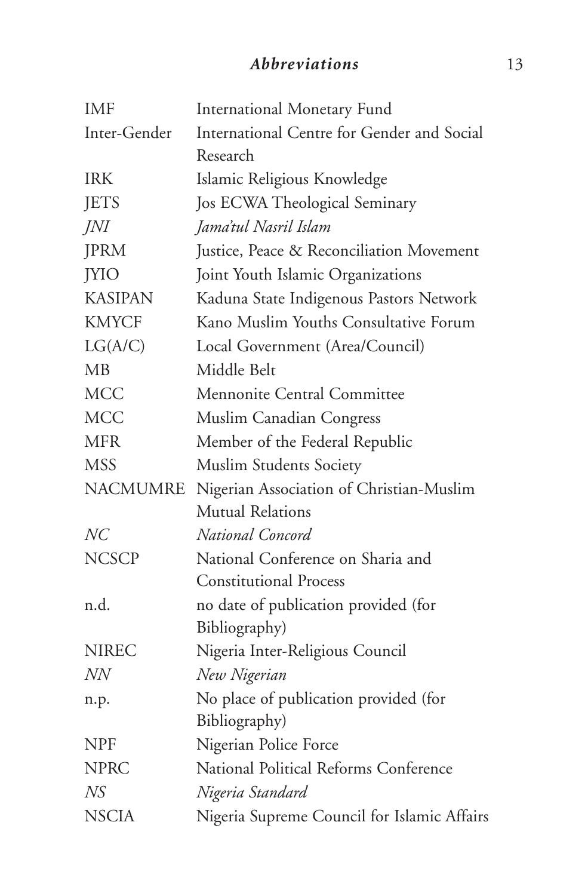| | |
|---|---|
| IMF | International Monetary Fund |
| Inter-Gender | International Centre for Gender and Social Research |
| IRK | Islamic Religious Knowledge |
| JETS | Jos ECWA Theological Seminary |
| *JNI* | *Jama'tul Nasril Islam* |
| JPRM | Justice, Peace & Reconciliation Movement |
| JYIO | Joint Youth Islamic Organizations |
| KASIPAN | Kaduna State Indigenous Pastors Network |
| KMYCF | Kano Muslim Youths Consultative Forum |
| LG(A/C) | Local Government (Area/Council) |
| MB | Middle Belt |
| MCC | Mennonite Central Committee |
| MCC | Muslim Canadian Congress |
| MFR | Member of the Federal Republic |
| MSS | Muslim Students Society |
| NACMUMRE | Nigerian Association of Christian-Muslim Mutual Relations |
| *NC* | *National Concord* |
| NCSCP | National Conference on Sharia and Constitutional Process |
| n.d. | no date of publication provided (for Bibliography) |
| NIREC | Nigeria Inter-Religious Council |
| *NN* | *New Nigerian* |
| n.p. | No place of publication provided (for Bibliography) |
| NPF | Nigerian Police Force |
| NPRC | National Political Reforms Conference |
| *NS* | *Nigeria Standard* |
| NSCIA | Nigeria Supreme Council for Islamic Affairs |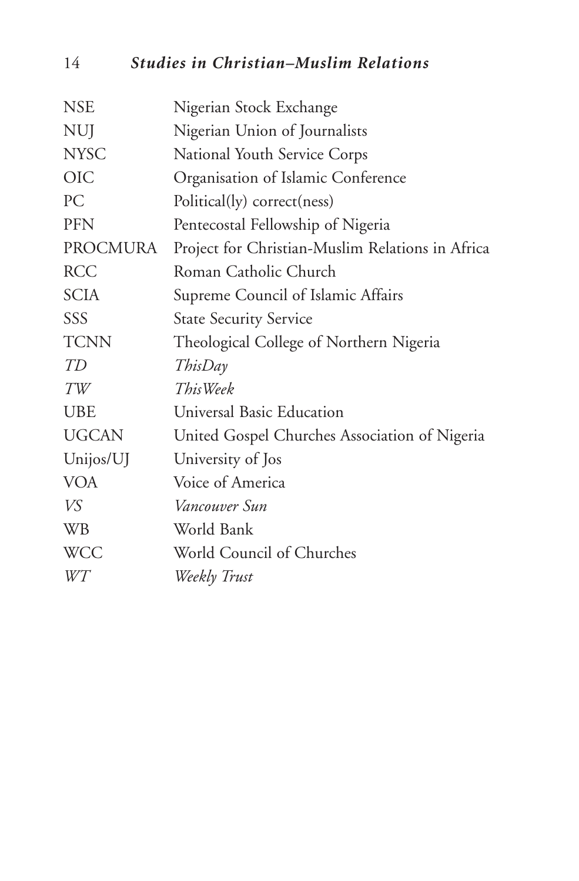| | |
|---|---|
| NSE | Nigerian Stock Exchange |
| NUJ | Nigerian Union of Journalists |
| NYSC | National Youth Service Corps |
| OIC | Organisation of Islamic Conference |
| PC | Political(ly) correct(ness) |
| PFN | Pentecostal Fellowship of Nigeria |
| PROCMURA | Project for Christian-Muslim Relations in Africa |
| RCC | Roman Catholic Church |
| SCIA | Supreme Council of Islamic Affairs |
| SSS | State Security Service |
| TCNN | Theological College of Northern Nigeria |
| *TD* | *ThisDay* |
| *TW* | *ThisWeek* |
| UBE | Universal Basic Education |
| UGCAN | United Gospel Churches Association of Nigeria |
| Unijos/UJ | University of Jos |
| VOA | Voice of America |
| *VS* | *Vancouver Sun* |
| WB | World Bank |
| WCC | World Council of Churches |
| *WT* | *Weekly Trust* |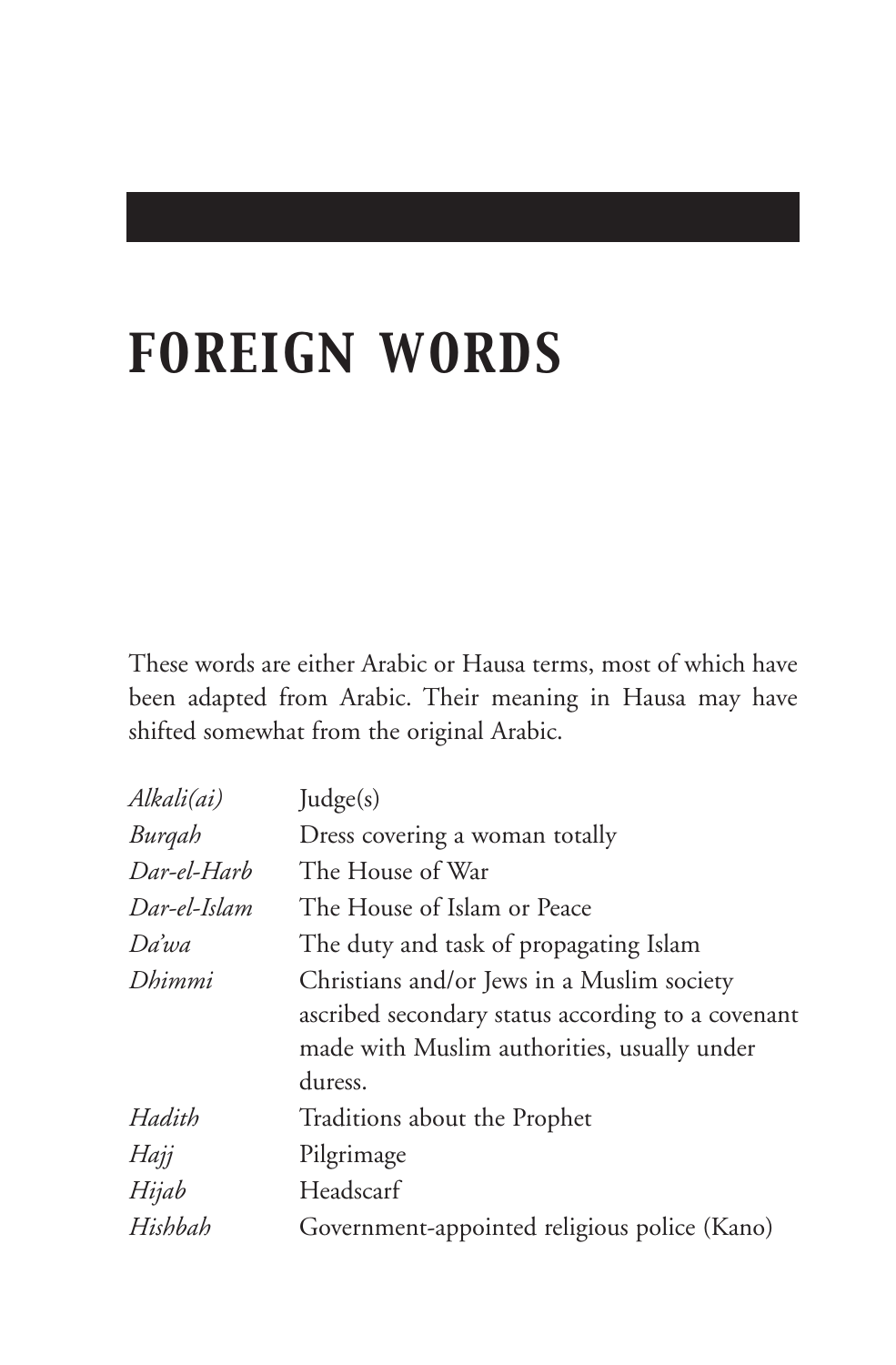# FOREIGN WORDS

These words are either Arabic or Hausa terms, most of which have been adapted from Arabic. Their meaning in Hausa may have shifted somewhat from the original Arabic.

| | |
|---|---|
| *Alkali(ai)* | Judge(s) |
| *Burqah* | Dress covering a woman totally |
| *Dar-el-Harb* | The House of War |
| *Dar-el-Islam* | The House of Islam or Peace |
| *Da'wa* | The duty and task of propagating Islam |
| *Dhimmi* | Christians and/or Jews in a Muslim society ascribed secondary status according to a covenant made with Muslim authorities, usually under duress. |
| *Hadith* | Traditions about the Prophet |
| *Hajj* | Pilgrimage |
| *Hijab* | Headscarf |
| *Hishbah* | Government-appointed religious police (Kano) |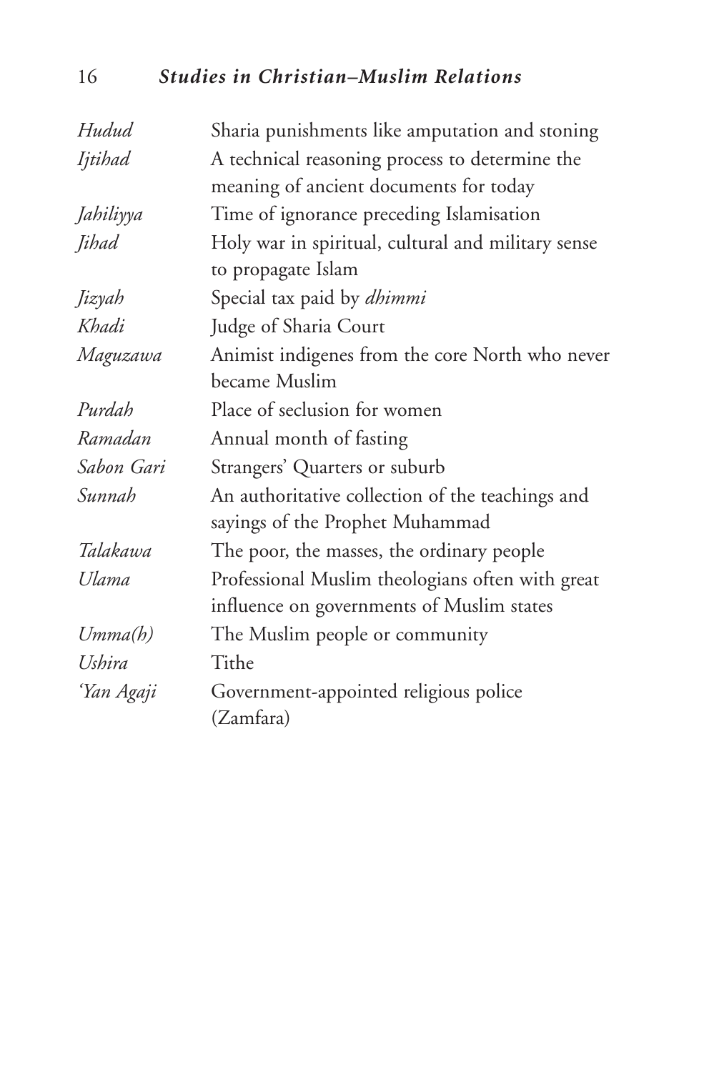| | |
|---|---|
| *Hudud* | Sharia punishments like amputation and stoning |
| *Ijtihad* | A technical reasoning process to determine the meaning of ancient documents for today |
| *Jahiliyya* | Time of ignorance preceding Islamisation |
| *Jihad* | Holy war in spiritual, cultural and military sense to propagate Islam |
| *Jizyah* | Special tax paid by *dhimmi* |
| *Khadi* | Judge of Sharia Court |
| *Maguzawa* | Animist indigenes from the core North who never became Muslim |
| *Purdah* | Place of seclusion for women |
| *Ramadan* | Annual month of fasting |
| *Sabon Gari* | Strangers' Quarters or suburb |
| *Sunnah* | An authoritative collection of the teachings and sayings of the Prophet Muhammad |
| *Talakawa* | The poor, the masses, the ordinary people |
| *Ulama* | Professional Muslim theologians often with great influence on governments of Muslim states |
| *Umma(h)* | The Muslim people or community |
| *Ushira* | Tithe |
| *'Yan Agaji* | Government-appointed religious police (Zamfara) |